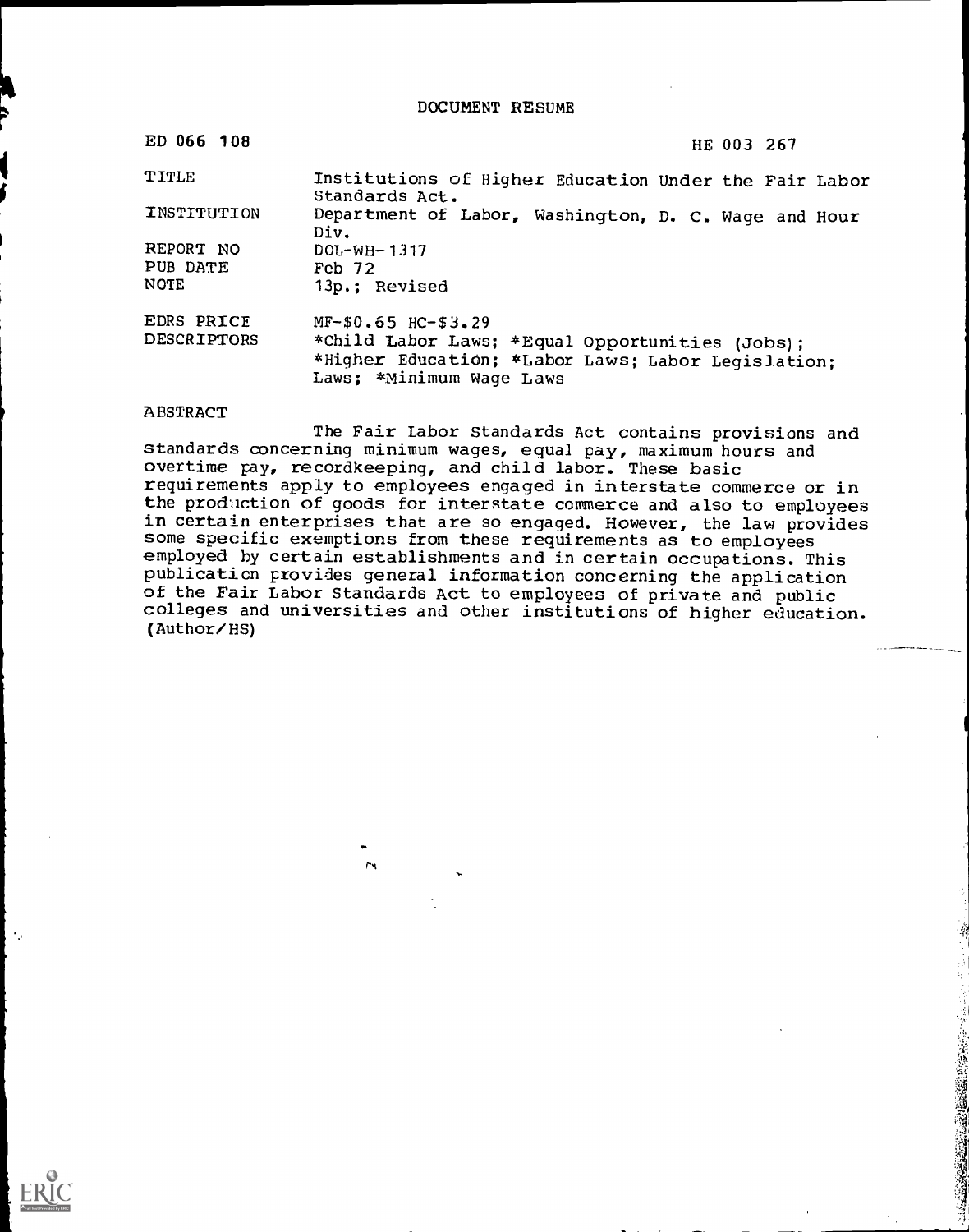DOCUMENT RESUME

| | |
|---|---|
| ED 066 108 | HE 003 267 |
| TITLE | Institutions of Higher Education Under the Fair Labor Standards Act. |
| INSTITUTION | Department of Labor, Washington, D. C. Wage and Hour Div. |
| REPORT NO | DOL-WH-1317 |
| PUB DATE | Feb 72 |
| NOTE | 13p.; Revised |
| EDRS PRICE | MF-$0.65 HC-$3.29 |
| DESCRIPTORS | *Child Labor Laws; *Equal Opportunities (Jobs); *Higher Education; *Labor Laws; Labor Legislation; Laws; *Minimum Wage Laws |

ABSTRACT

The Fair Labor Standards Act contains provisions and standards concerning minimum wages, equal pay, maximum hours and overtime pay, recordkeeping, and child labor. These basic requirements apply to employees engaged in interstate commerce or in the production of goods for interstate commerce and also to employees in certain enterprises that are so engaged. However, the law provides some specific exemptions from these requirements as to employees employed by certain establishments and in certain occupations. This publication provides general information concerning the application of the Fair Labor Standards Act to employees of private and public colleges and universities and other institutions of higher education. (Author/HS)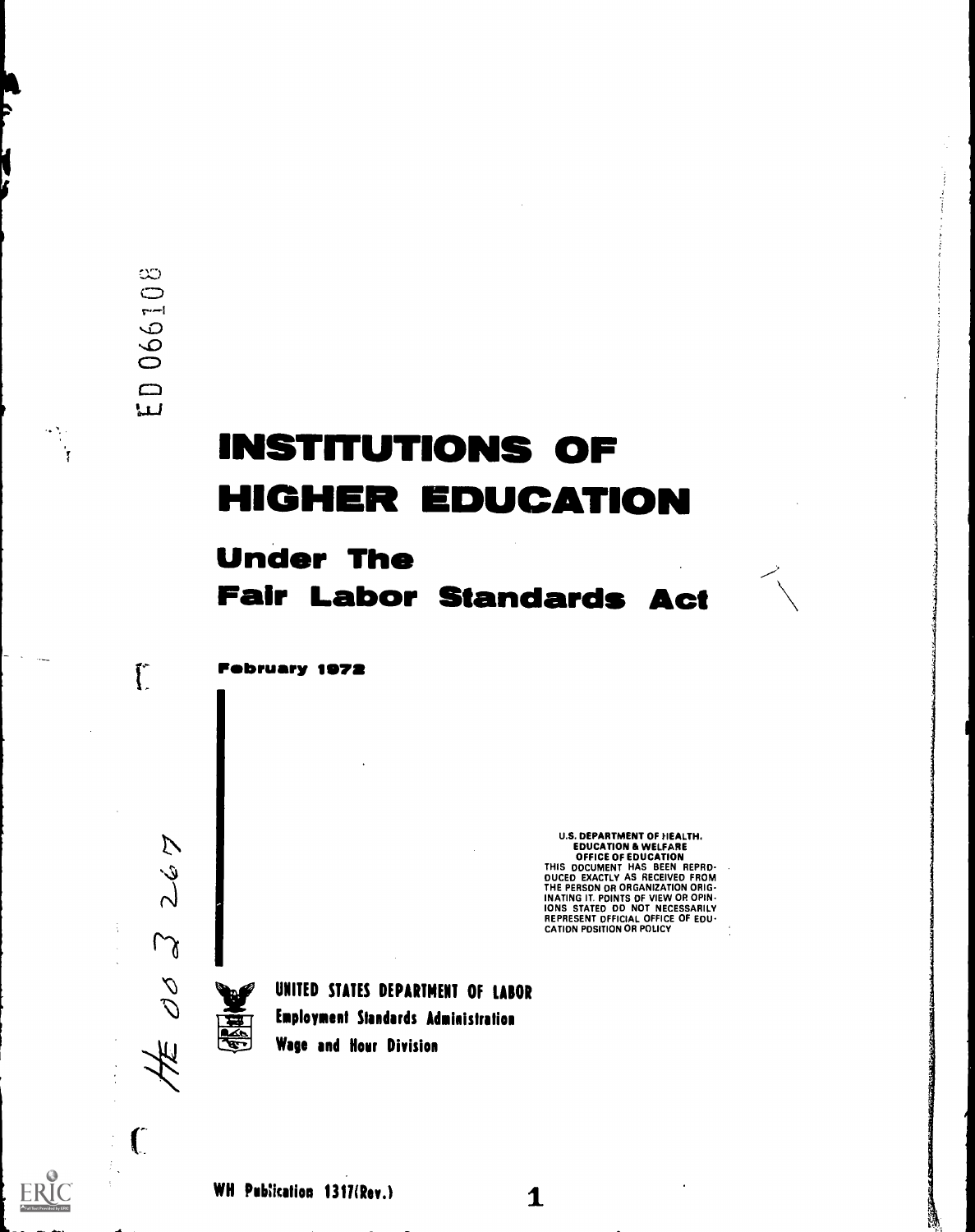ED 066108

# INSTITUTIONS OF HIGHER EDUCATION

## Under The Fair Labor Standards Act

February 1972

HE 003 267

U.S. DEPARTMENT OF HEALTH, EDUCATION & WELFARE
OFFICE OF EDUCATION
THIS DOCUMENT HAS BEEN REPRODUCED EXACTLY AS RECEIVED FROM THE PERSON OR ORGANIZATION ORIGINATING IT. POINTS OF VIEW OR OPINIONS STATED DO NOT NECESSARILY REPRESENT OFFICIAL OFFICE OF EDUCATION POSITION OR POLICY

UNITED STATES DEPARTMENT OF LABOR
Employment Standards Administration
Wage and Hour Division

WH Publication 1317(Rev.)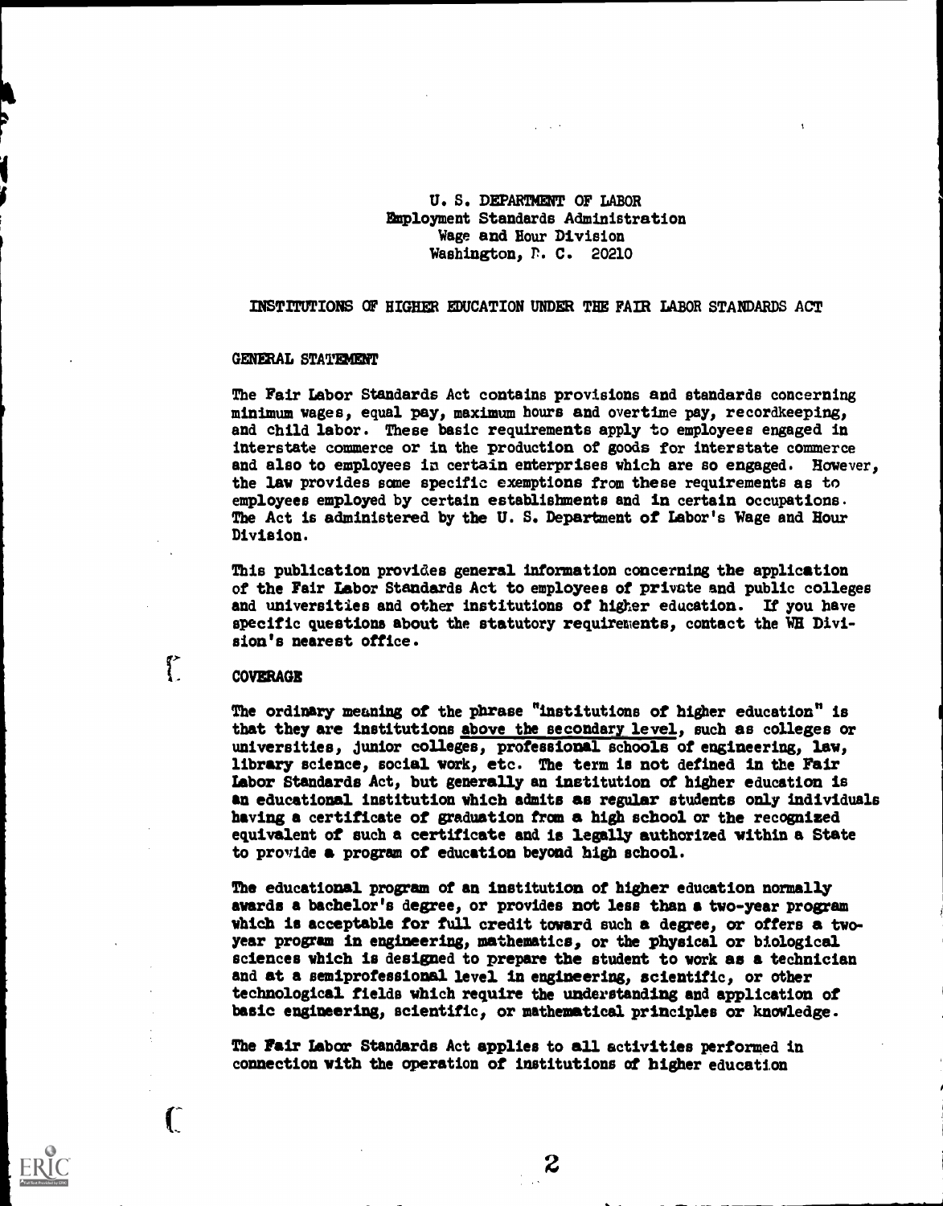U. S. DEPARTMENT OF LABOR
Employment Standards Administration
Wage and Hour Division
Washington, D. C. 20210

# INSTITUTIONS OF HIGHER EDUCATION UNDER THE FAIR LABOR STANDARDS ACT

## GENERAL STATEMENT

The Fair Labor Standards Act contains provisions and standards concerning minimum wages, equal pay, maximum hours and overtime pay, recordkeeping, and child labor. These basic requirements apply to employees engaged in interstate commerce or in the production of goods for interstate commerce and also to employees in certain enterprises which are so engaged. However, the law provides some specific exemptions from these requirements as to employees employed by certain establishments and in certain occupations. The Act is administered by the U. S. Department of Labor's Wage and Hour Division.

This publication provides general information concerning the application of the Fair Labor Standards Act to employees of private and public colleges and universities and other institutions of higher education. If you have specific questions about the statutory requirements, contact the WH Division's nearest office.

## COVERAGE

The ordinary meaning of the phrase "institutions of higher education" is that they are institutions above the secondary level, such as colleges or universities, junior colleges, professional schools of engineering, law, library science, social work, etc. The term is not defined in the Fair Labor Standards Act, but generally an institution of higher education is an educational institution which admits as regular students only individuals having a certificate of graduation from a high school or the recognized equivalent of such a certificate and is legally authorized within a State to provide a program of education beyond high school.

The educational program of an institution of higher education normally awards a bachelor's degree, or provides not less than a two-year program which is acceptable for full credit toward such a degree, or offers a two-year program in engineering, mathematics, or the physical or biological sciences which is designed to prepare the student to work as a technician and at a semiprofessional level in engineering, scientific, or other technological fields which require the understanding and application of basic engineering, scientific, or mathematical principles or knowledge.

The Fair Labor Standards Act applies to all activities performed in connection with the operation of institutions of higher education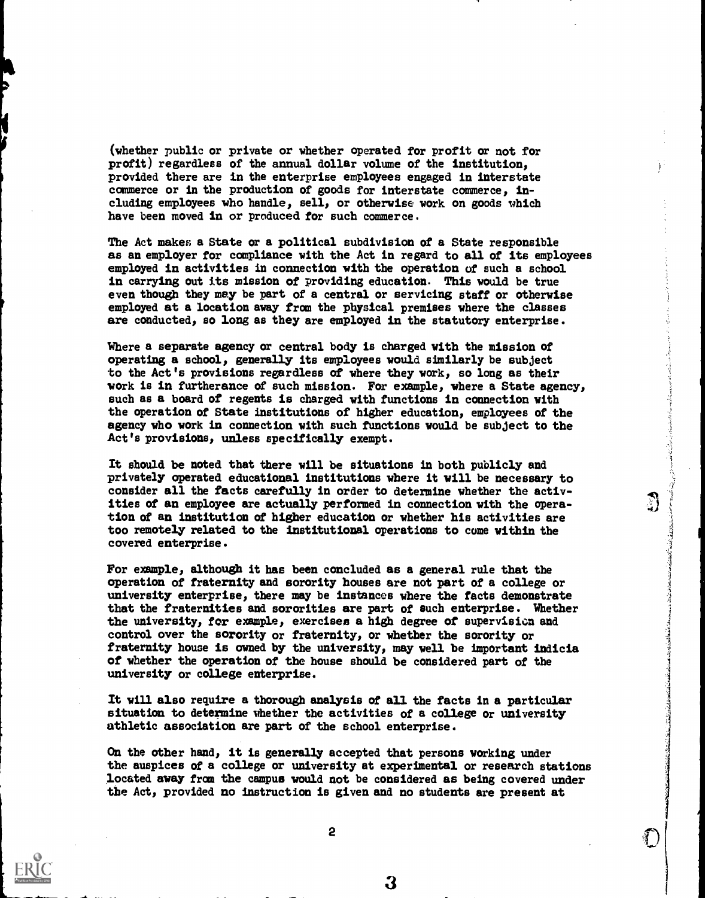(whether public or private or whether operated for profit or not for profit) regardless of the annual dollar volume of the institution, provided there are in the enterprise employees engaged in interstate commerce or in the production of goods for interstate commerce, including employees who handle, sell, or otherwise work on goods which have been moved in or produced for such commerce.

The Act makes a State or a political subdivision of a State responsible as an employer for compliance with the Act in regard to all of its employees employed in activities in connection with the operation of such a school in carrying out its mission of providing education. This would be true even though they may be part of a central or servicing staff or otherwise employed at a location away from the physical premises where the classes are conducted, so long as they are employed in the statutory enterprise.

Where a separate agency or central body is charged with the mission of operating a school, generally its employees would similarly be subject to the Act's provisions regardless of where they work, so long as their work is in furtherance of such mission. For example, where a State agency, such as a board of regents is charged with functions in connection with the operation of State institutions of higher education, employees of the agency who work in connection with such functions would be subject to the Act's provisions, unless specifically exempt.

It should be noted that there will be situations in both publicly and privately operated educational institutions where it will be necessary to consider all the facts carefully in order to determine whether the activities of an employee are actually performed in connection with the operation of an institution of higher education or whether his activities are too remotely related to the institutional operations to come within the covered enterprise.

For example, although it has been concluded as a general rule that the operation of fraternity and sorority houses are not part of a college or university enterprise, there may be instances where the facts demonstrate that the fraternities and sororities are part of such enterprise. Whether the university, for example, exercises a high degree of supervision and control over the sorority or fraternity, or whether the sorority or fraternity house is owned by the university, may well be important indicia of whether the operation of the house should be considered part of the university or college enterprise.

It will also require a thorough analysis of all the facts in a particular situation to determine whether the activities of a college or university athletic association are part of the school enterprise.

On the other hand, it is generally accepted that persons working under the auspices of a college or university at experimental or research stations located away from the campus would not be considered as being covered under the Act, provided no instruction is given and no students are present at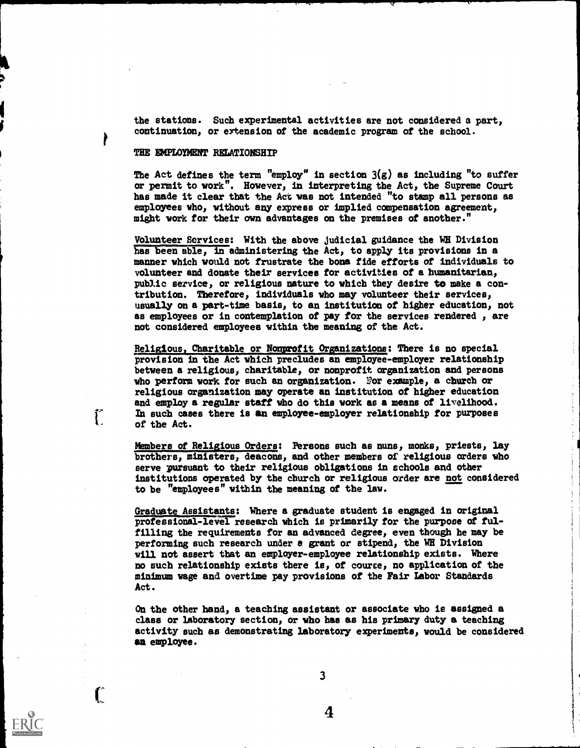the stations. Such experimental activities are not considered a part, continuation, or extension of the academic program of the school.

## THE EMPLOYMENT RELATIONSHIP

The Act defines the term "employ" in section 3(g) as including "to suffer or permit to work". However, in interpreting the Act, the Supreme Court has made it clear that the Act was not intended "to stamp all persons as employees who, without any express or implied compensation agreement, might work for their own advantages on the premises of another."

Volunteer Services: With the above judicial guidance the WH Division has been able, in administering the Act, to apply its provisions in a manner which would not frustrate the bona fide efforts of individuals to volunteer and donate their services for activities of a humanitarian, public service, or religious nature to which they desire to make a contribution. Therefore, individuals who may volunteer their services, usually on a part-time basis, to an institution of higher education, not as employees or in contemplation of pay for the services rendered , are not considered employees within the meaning of the Act.

Religious, Charitable or Nonprofit Organizations: There is no special provision in the Act which precludes an employee-employer relationship between a religious, charitable, or nonprofit organization and persons who perform work for such an organization. For example, a church or religious organization may operate an institution of higher education and employ a regular staff who do this work as a means of livelihood. In such cases there is an employee-employer relationship for purposes of the Act.

Members of Religious Orders: Persons such as nuns, monks, priests, lay brothers, ministers, deacons, and other members of religious orders who serve pursuant to their religious obligations in schools and other institutions operated by the church or religious order are not considered to be "employees" within the meaning of the law.

Graduate Assistants: Where a graduate student is engaged in original professional-level research which is primarily for the purpose of fulfilling the requirements for an advanced degree, even though he may be performing such research under a grant or stipend, the WH Division will not assert that an employer-employee relationship exists. Where no such relationship exists there is, of course, no application of the minimum wage and overtime pay provisions of the Fair Labor Standards Act.

On the other hand, a teaching assistant or associate who is assigned a class or laboratory section, or who has as his primary duty a teaching activity such as demonstrating laboratory experiments, would be considered an employee.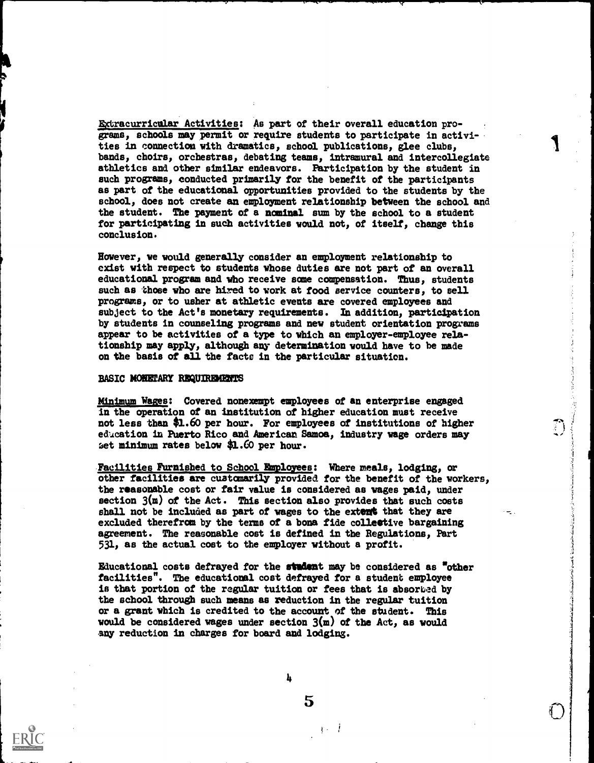Extracurricular Activities: As part of their overall education programs, schools may permit or require students to participate in activities in connection with dramatics, school publications, glee clubs, bands, choirs, orchestras, debating teams, intramural and intercollegiate athletics and other similar endeavors. Participation by the student in such programs, conducted primarily for the benefit of the participants as part of the educational opportunities provided to the students by the school, does not create an employment relationship between the school and the student. The payment of a nominal sum by the school to a student for participating in such activities would not, of itself, change this conclusion.

However, we would generally consider an employment relationship to exist with respect to students whose duties are not part of an overall educational program and who receive some compensation. Thus, students such as those who are hired to work at food service counters, to sell programs, or to usher at athletic events are covered employees and subject to the Act's monetary requirements. In addition, participation by students in counseling programs and new student orientation programs appear to be activities of a type to which an employer-employee relationship may apply, although any determination would have to be made on the basis of all the facts in the particular situation.

## BASIC MONETARY REQUIREMENTS

Minimum Wages: Covered nonexempt employees of an enterprise engaged in the operation of an institution of higher education must receive not less than $1.60 per hour. For employees of institutions of higher education in Puerto Rico and American Samoa, industry wage orders may set minimum rates below $1.60 per hour.

Facilities Furnished to School Employees: Where meals, lodging, or other facilities are customarily provided for the benefit of the workers, the reasonable cost or fair value is considered as wages paid, under section 3(m) of the Act. This section also provides that such costs shall not be included as part of wages to the extent that they are excluded therefrom by the terms of a bona fide collective bargaining agreement. The reasonable cost is defined in the Regulations, Part 531, as the actual cost to the employer without a profit.

Educational costs defrayed for the student may be considered as "other facilities". The educational cost defrayed for a student employee is that portion of the regular tuition or fees that is absorbed by the school through such means as reduction in the regular tuition or a grant which is credited to the account of the student. This would be considered wages under section 3(m) of the Act, as would any reduction in charges for board and lodging.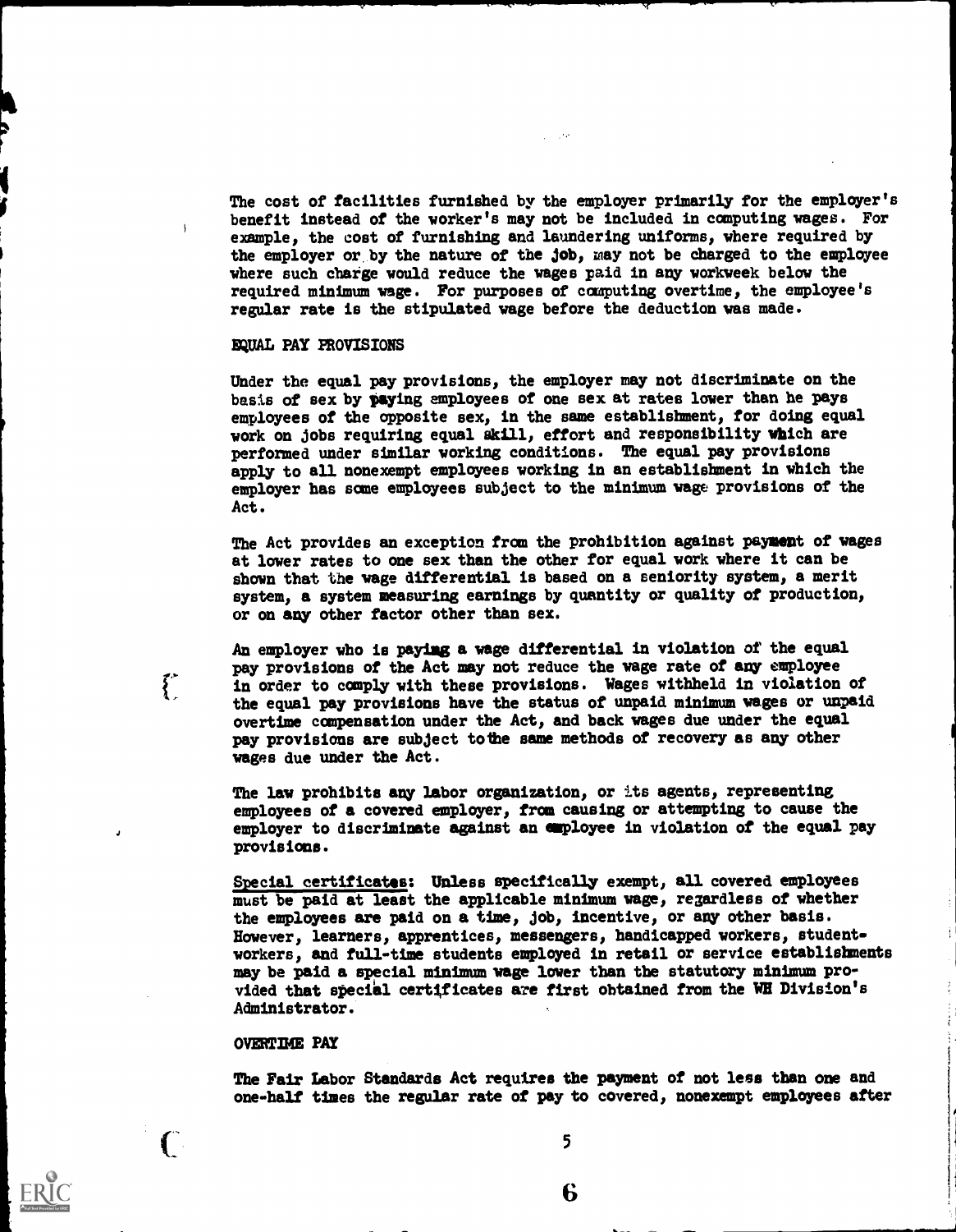The cost of facilities furnished by the employer primarily for the employer's benefit instead of the worker's may not be included in computing wages. For example, the cost of furnishing and laundering uniforms, where required by the employer or by the nature of the job, may not be charged to the employee where such charge would reduce the wages paid in any workweek below the required minimum wage. For purposes of computing overtime, the employee's regular rate is the stipulated wage before the deduction was made.

## EQUAL PAY PROVISIONS

Under the equal pay provisions, the employer may not discriminate on the basis of sex by paying employees of one sex at rates lower than he pays employees of the opposite sex, in the same establishment, for doing equal work on jobs requiring equal skill, effort and responsibility which are performed under similar working conditions. The equal pay provisions apply to all nonexempt employees working in an establishment in which the employer has some employees subject to the minimum wage provisions of the Act.

The Act provides an exception from the prohibition against payment of wages at lower rates to one sex than the other for equal work where it can be shown that the wage differential is based on a seniority system, a merit system, a system measuring earnings by quantity or quality of production, or on any other factor other than sex.

An employer who is paying a wage differential in violation of the equal pay provisions of the Act may not reduce the wage rate of any employee in order to comply with these provisions. Wages withheld in violation of the equal pay provisions have the status of unpaid minimum wages or unpaid overtime compensation under the Act, and back wages due under the equal pay provisions are subject to the same methods of recovery as any other wages due under the Act.

The law prohibits any labor organization, or its agents, representing employees of a covered employer, from causing or attempting to cause the employer to discriminate against an employee in violation of the equal pay provisions.

Special certificates: Unless specifically exempt, all covered employees must be paid at least the applicable minimum wage, regardless of whether the employees are paid on a time, job, incentive, or any other basis. However, learners, apprentices, messengers, handicapped workers, student-workers, and full-time students employed in retail or service establishments may be paid a special minimum wage lower than the statutory minimum provided that special certificates are first obtained from the WH Division's Administrator.

## OVERTIME PAY

The Fair Labor Standards Act requires the payment of not less than one and one-half times the regular rate of pay to covered, nonexempt employees after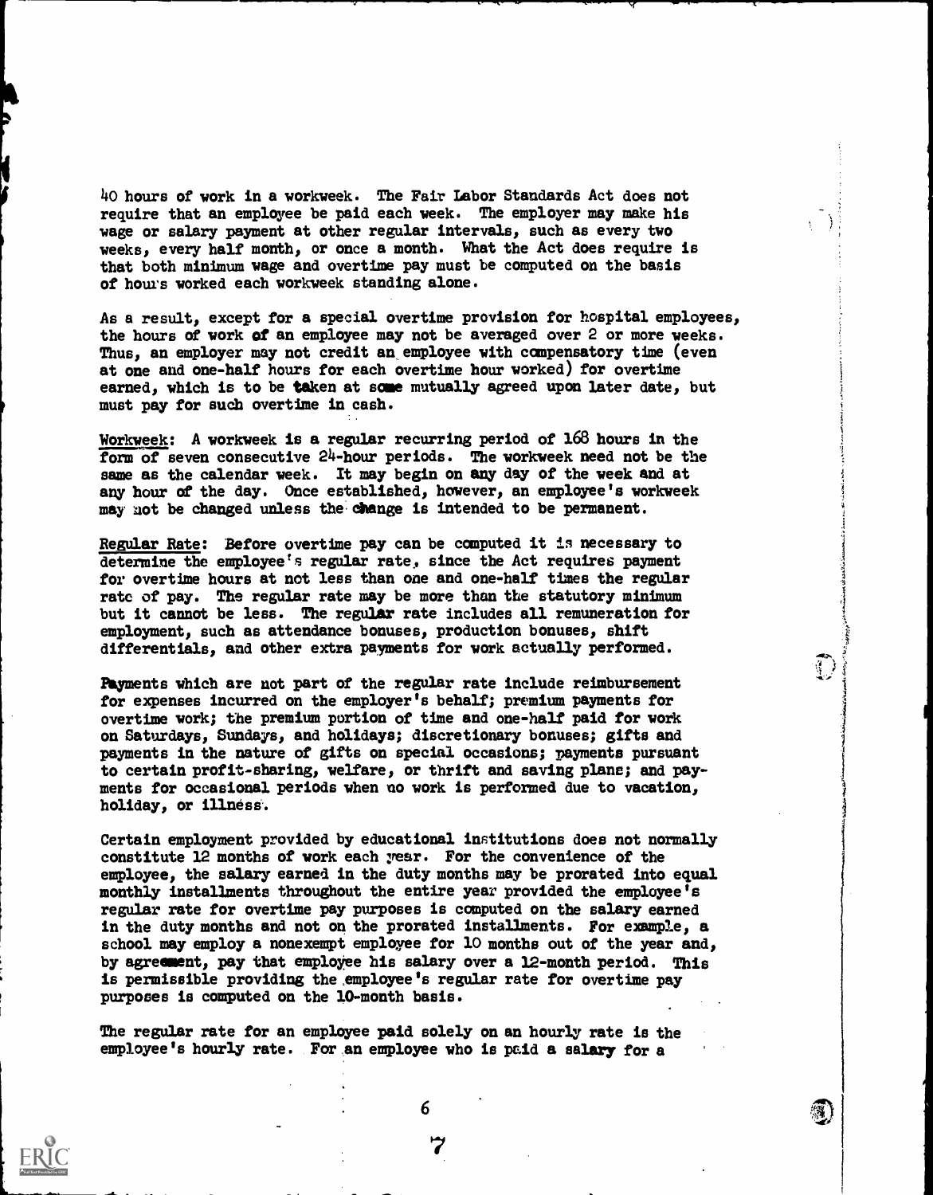40 hours of work in a workweek. The Fair Labor Standards Act does not require that an employee be paid each week. The employer may make his wage or salary payment at other regular intervals, such as every two weeks, every half month, or once a month. What the Act does require is that both minimum wage and overtime pay must be computed on the basis of hours worked each workweek standing alone.

As a result, except for a special overtime provision for hospital employees, the hours of work of an employee may not be averaged over 2 or more weeks. Thus, an employer may not credit an employee with compensatory time (even at one and one-half hours for each overtime hour worked) for overtime earned, which is to be taken at some mutually agreed upon later date, but must pay for such overtime in cash.

Workweek: A workweek is a regular recurring period of 168 hours in the form of seven consecutive 24-hour periods. The workweek need not be the same as the calendar week. It may begin on any day of the week and at any hour of the day. Once established, however, an employee's workweek may not be changed unless the change is intended to be permanent.

Regular Rate: Before overtime pay can be computed it is necessary to determine the employee's regular rate, since the Act requires payment for overtime hours at not less than one and one-half times the regular rate of pay. The regular rate may be more than the statutory minimum but it cannot be less. The regular rate includes all remuneration for employment, such as attendance bonuses, production bonuses, shift differentials, and other extra payments for work actually performed.

Payments which are not part of the regular rate include reimbursement for expenses incurred on the employer's behalf; premium payments for overtime work; the premium portion of time and one-half paid for work on Saturdays, Sundays, and holidays; discretionary bonuses; gifts and payments in the nature of gifts on special occasions; payments pursuant to certain profit-sharing, welfare, or thrift and saving plans; and payments for occasional periods when no work is performed due to vacation, holiday, or illness.

Certain employment provided by educational institutions does not normally constitute 12 months of work each year. For the convenience of the employee, the salary earned in the duty months may be prorated into equal monthly installments throughout the entire year provided the employee's regular rate for overtime pay purposes is computed on the salary earned in the duty months and not on the prorated installments. For example, a school may employ a nonexempt employee for 10 months out of the year and, by agreement, pay that employee his salary over a 12-month period. This is permissible providing the employee's regular rate for overtime pay purposes is computed on the 10-month basis.

The regular rate for an employee paid solely on an hourly rate is the employee's hourly rate. For an employee who is paid a salary for a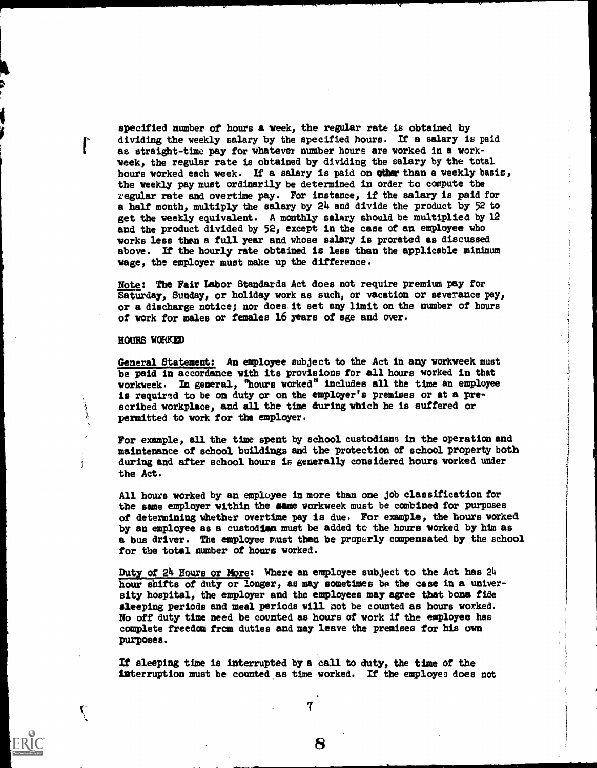specified number of hours a week, the regular rate is obtained by dividing the weekly salary by the specified hours. If a salary is paid as straight-time pay for whatever number hours are worked in a workweek, the regular rate is obtained by dividing the salary by the total hours worked each week. If a salary is paid on other than a weekly basis, the weekly pay must ordinarily be determined in order to compute the regular rate and overtime pay. For instance, if the salary is paid for a half month, multiply the salary by 24 and divide the product by 52 to get the weekly equivalent. A monthly salary should be multiplied by 12 and the product divided by 52, except in the case of an employee who works less than a full year and whose salary is prorated as discussed above. If the hourly rate obtained is less than the applicable minimum wage, the employer must make up the difference.

Note: The Fair Labor Standards Act does not require premium pay for Saturday, Sunday, or holiday work as such, or vacation or severance pay, or a discharge notice; nor does it set any limit on the number of hours of work for males or females 16 years of age and over.

## HOURS WORKED

General Statement: An employee subject to the Act in any workweek must be paid in accordance with its provisions for all hours worked in that workweek. In general, "hours worked" includes all the time an employee is required to be on duty or on the employer's premises or at a prescribed workplace, and all the time during which he is suffered or permitted to work for the employer.

For example, all the time spent by school custodians in the operation and maintenance of school buildings and the protection of school property both during and after school hours is generally considered hours worked under the Act.

All hours worked by an employee in more than one job classification for the same employer within the same workweek must be combined for purposes of determining whether overtime pay is due. For example, the hours worked by an employee as a custodian must be added to the hours worked by him as a bus driver. The employee must then be properly compensated by the school for the total number of hours worked.

Duty of 24 Hours or More: Where an employee subject to the Act has 24 hour shifts of duty or longer, as may sometimes be the case in a university hospital, the employer and the employees may agree that bona fide sleeping periods and meal periods will not be counted as hours worked. No off duty time need be counted as hours of work if the employee has complete freedom from duties and may leave the premises for his own purposes.

If sleeping time is interrupted by a call to duty, the time of the interruption must be counted as time worked. If the employee does not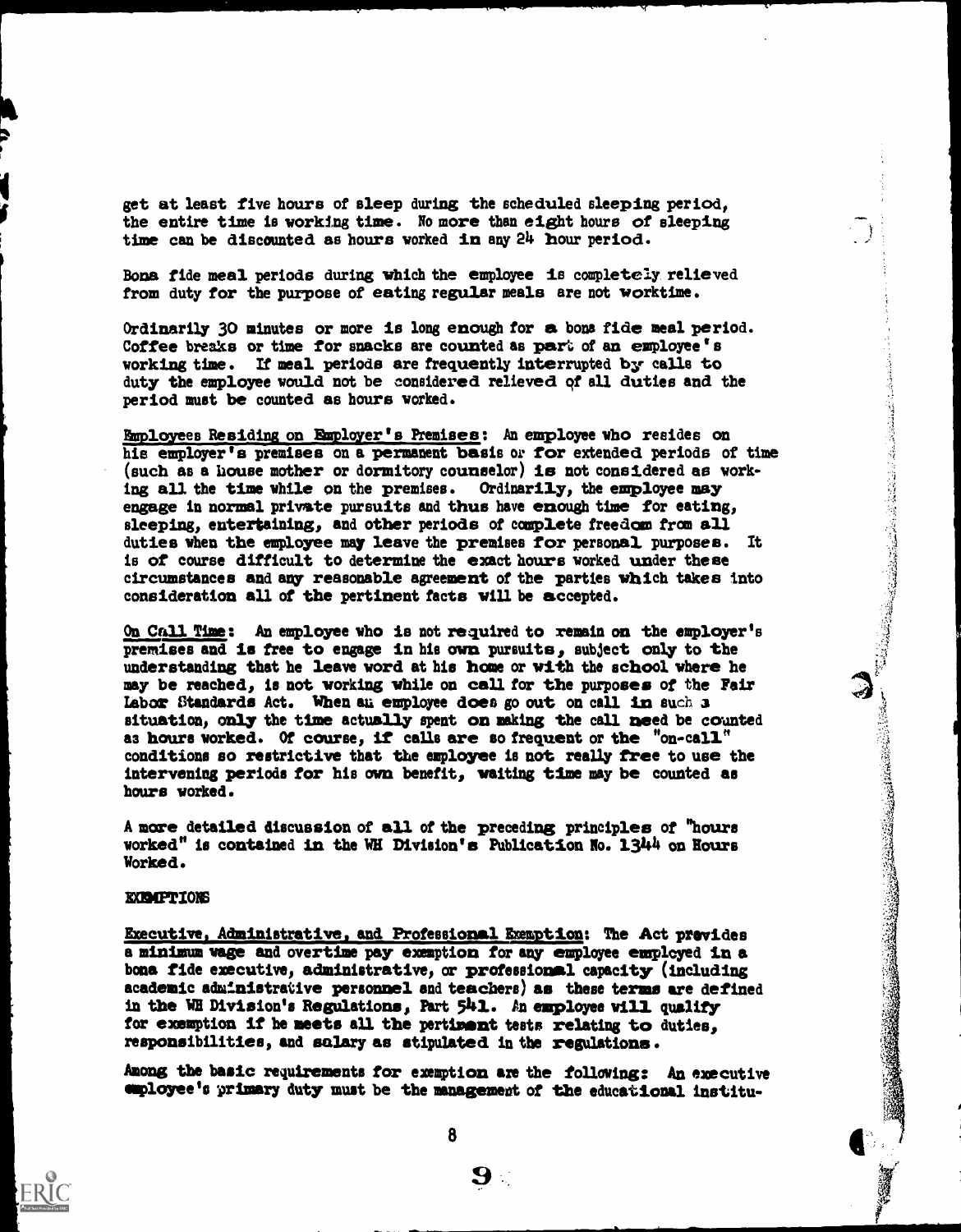get at least five hours of sleep during the scheduled sleeping period, the entire time is working time. No more than eight hours of sleeping time can be discounted as hours worked in any 24 hour period.

Bona fide meal periods during which the employee is completely relieved from duty for the purpose of eating regular meals are not worktime.

Ordinarily 30 minutes or more is long enough for a bona fide meal period. Coffee breaks or time for snacks are counted as part of an employee's working time. If meal periods are frequently interrupted by calls to duty the employee would not be considered relieved of all duties and the period must be counted as hours worked.

Employees Residing on Employer's Premises: An employee who resides on his employer's premises on a permanent basis or for extended periods of time (such as a house mother or dormitory counselor) is not considered as working all the time while on the premises. Ordinarily, the employee may engage in normal private pursuits and thus have enough time for eating, sleeping, entertaining, and other periods of complete freedom from all duties when the employee may leave the premises for personal purposes. It is of course difficult to determine the exact hours worked under these circumstances and any reasonable agreement of the parties which takes into consideration all of the pertinent facts will be accepted.

On Call Time: An employee who is not required to remain on the employer's premises and is free to engage in his own pursuits, subject only to the understanding that he leave word at his home or with the school where he may be reached, is not working while on call for the purposes of the Fair Labor Standards Act. When an employee does go out on call in such a situation, only the time actually spent on making the call need be counted as hours worked. Of course, if calls are so frequent or the "on-call" conditions so restrictive that the employee is not really free to use the intervening periods for his own benefit, waiting time may be counted as hours worked.

A more detailed discussion of all of the preceding principles of "hours worked" is contained in the WH Division's Publication No. 1344 on Hours Worked.

## EXEMPTIONS

Executive, Administrative, and Professional Exemption: The Act provides a minimum wage and overtime pay exemption for any employee employed in a bona fide executive, administrative, or professional capacity (including academic administrative personnel and teachers) as these terms are defined in the WH Division's Regulations, Part 541. An employee will qualify for exemption if he meets all the pertinent tests relating to duties, responsibilities, and salary as stipulated in the regulations.

Among the basic requirements for exemption are the following: An executive employee's primary duty must be the management of the educational institu-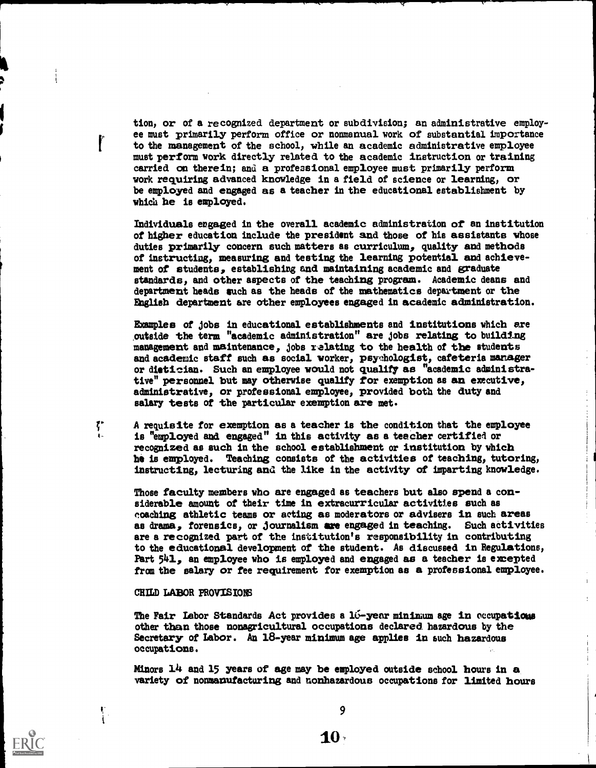tion, or of a recognized department or subdivision; an administrative employee must primarily perform office or nonmanual work of substantial importance to the management of the school, while an academic administrative employee must perform work directly related to the academic instruction or training carried on therein; and a professional employee must primarily perform work requiring advanced knowledge in a field of science or learning, or be employed and engaged as a teacher in the educational establishment by which he is employed.

Individuals engaged in the overall academic administration of an institution of higher education include the president and those of his assistants whose duties primarily concern such matters as curriculum, quality and methods of instructing, measuring and testing the learning potential and achievement of students, establishing and maintaining academic and graduate standards, and other aspects of the teaching program. Academic deans and department heads such as the heads of the mathematics department or the English department are other employees engaged in academic administration.

Examples of jobs in educational establishments and institutions which are outside the term "academic administration" are jobs relating to building management and maintenance, jobs relating to the health of the students and academic staff such as social worker, psychologist, cafeteria manager or dietician. Such an employee would not qualify as "academic administrative" personnel but may otherwise qualify for exemption as an executive, administrative, or professional employee, provided both the duty and salary tests of the particular exemption are met.

A requisite for exemption as a teacher is the condition that the employee is "employed and engaged" in this activity as a teacher certified or recognized as such in the school establishment or institution by which he is employed. Teaching consists of the activities of teaching, tutoring, instructing, lecturing and the like in the activity of imparting knowledge.

Those faculty members who are engaged as teachers but also spend a considerable amount of their time in extracurricular activities such as coaching athletic teams or acting as moderators or advisers in such areas as drama, forensics, or journalism are engaged in teaching. Such activities are a recognized part of the institution's responsibility in contributing to the educational development of the student. As discussed in Regulations, Part 541, an employee who is employed and engaged as a teacher is excepted from the salary or fee requirement for exemption as a professional employee.

## CHILD LABOR PROVISIONS

The Fair Labor Standards Act provides a 16-year minimum age in occupations other than those nonagricultural occupations declared hazardous by the Secretary of Labor. An 18-year minimum age applies in such hazardous occupations.

Minors 14 and 15 years of age may be employed outside school hours in a variety of nonmanufacturing and nonhazardous occupations for limited hours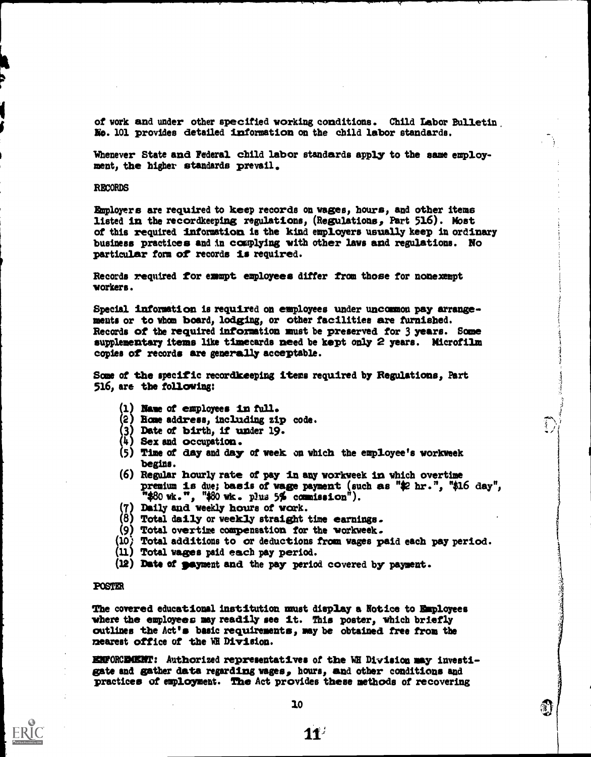of work and under other specified working conditions. Child Labor Bulletin No. 101 provides detailed information on the child labor standards.

Whenever State and Federal child labor standards apply to the same employment, the higher standards prevail.

RECORDS

Employers are required to keep records on wages, hours, and other items listed in the recordkeeping regulations, (Regulations, Part 516). Most of this required information is the kind employers usually keep in ordinary business practices and in complying with other laws and regulations. No particular form of records is required.

Records required for exempt employees differ from those for nonexempt workers.

Special information is required on employees under uncommon pay arrangements or to whom board, lodging, or other facilities are furnished. Records of the required information must be preserved for 3 years. Some supplementary items like timecards need be kept only 2 years. Microfilm copies of records are generally acceptable.

Some of the specific recordkeeping items required by Regulations, Part 516, are the following:

(1) Name of employees in full.
(2) Home address, including zip code.
(3) Date of birth, if under 19.
(4) Sex and occupation.
(5) Time of day and day of week on which the employee's workweek begins.
(6) Regular hourly rate of pay in any workweek in which overtime premium is due; basis of wage payment (such as "$2 hr.", "$16 day", "$80 wk.", "$80 wk. plus 5% commission").
(7) Daily and weekly hours of work.
(8) Total daily or weekly straight time earnings.
(9) Total overtime compensation for the workweek.
(10) Total additions to or deductions from wages paid each pay period.
(11) Total wages paid each pay period.
(12) Date of payment and the pay period covered by payment.

POSTER

The covered educational institution must display a Notice to Employees where the employees may readily see it. This poster, which briefly outlines the Act's basic requirements, may be obtained free from the nearest office of the WH Division.

ENFORCEMENT: Authorized representatives of the WH Division may investigate and gather data regarding wages, hours, and other conditions and practices of employment. The Act provides these methods of recovering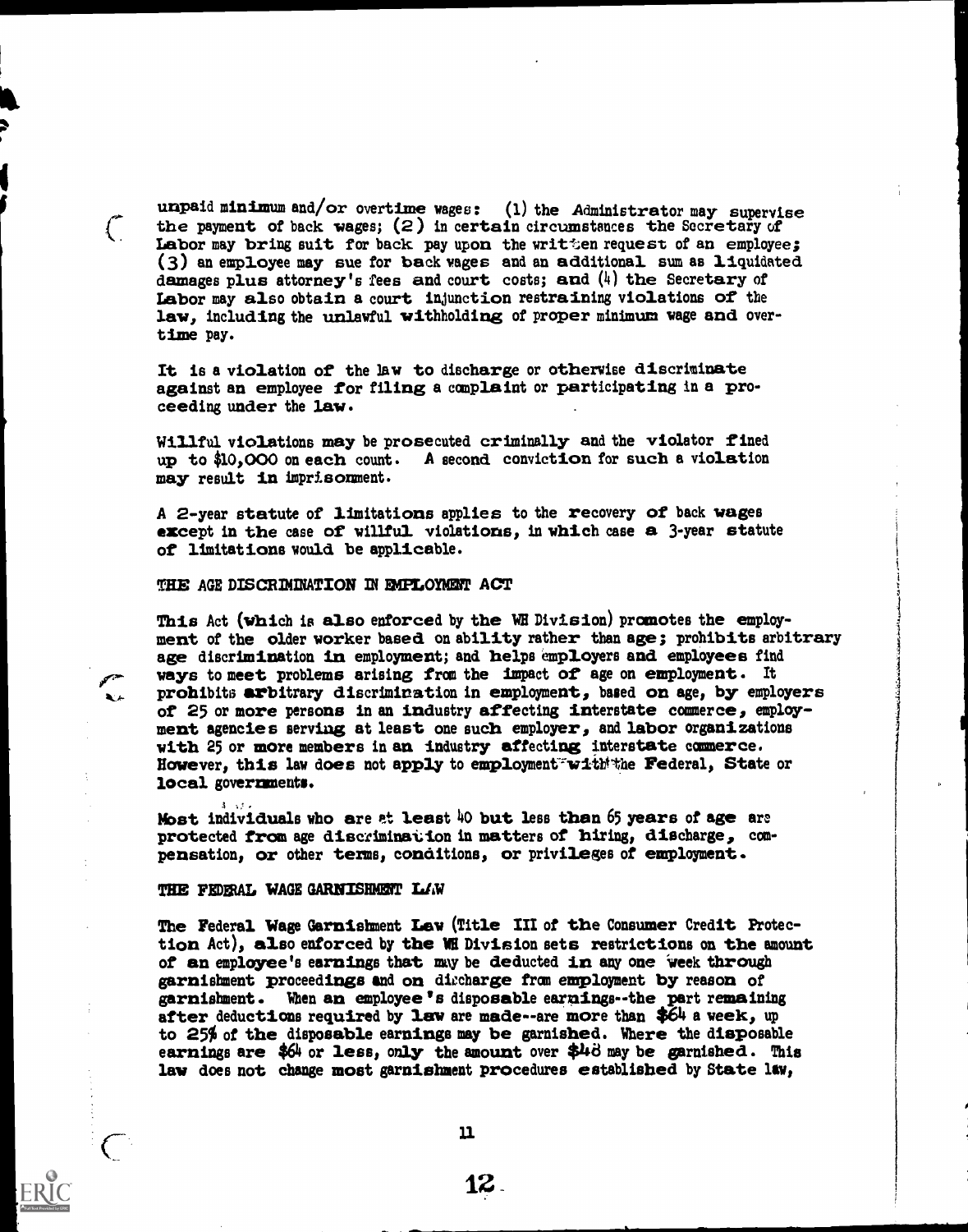unpaid minimum and/or overtime wages: (1) the Administrator may supervise the payment of back wages; (2) in certain circumstances the Secretary of Labor may bring suit for back pay upon the written request of an employee; (3) an employee may sue for back wages and an additional sum as liquidated damages plus attorney's fees and court costs; and (4) the Secretary of Labor may also obtain a court injunction restraining violations of the law, including the unlawful withholding of proper minimum wage and overtime pay.

It is a violation of the law to discharge or otherwise discriminate against an employee for filing a complaint or participating in a proceeding under the law.

Willful violations may be prosecuted criminally and the violator fined up to $10,000 on each count. A second conviction for such a violation may result in imprisonment.

A 2-year statute of limitations applies to the recovery of back wages except in the case of willful violations, in which case a 3-year statute of limitations would be applicable.

## THE AGE DISCRIMINATION IN EMPLOYMENT ACT

This Act (which is also enforced by the WH Division) promotes the employment of the older worker based on ability rather than age; prohibits arbitrary age discrimination in employment; and helps employers and employees find ways to meet problems arising from the impact of age on employment. It prohibits arbitrary discrimination in employment, based on age, by employers of 25 or more persons in an industry affecting interstate commerce, employment agencies serving at least one such employer, and labor organizations with 25 or more members in an industry affecting interstate commerce. However, this law does not apply to employment with the Federal, State or local governments.

Most individuals who are at least 40 but less than 65 years of age are protected from age discrimination in matters of hiring, discharge, compensation, or other terms, conditions, or privileges of employment.

## THE FEDERAL WAGE GARNISHMENT LAW

The Federal Wage Garnishment Law (Title III of the Consumer Credit Protection Act), also enforced by the WH Division sets restrictions on the amount of an employee's earnings that may be deducted in any one week through garnishment proceedings and on discharge from employment by reason of garnishment. When an employee's disposable earnings--the part remaining after deductions required by law are made--are more than $64 a week, up to 25% of the disposable earnings may be garnished. Where the disposable earnings are $64 or less, only the amount over $48 may be garnished. This law does not change most garnishment procedures established by State law,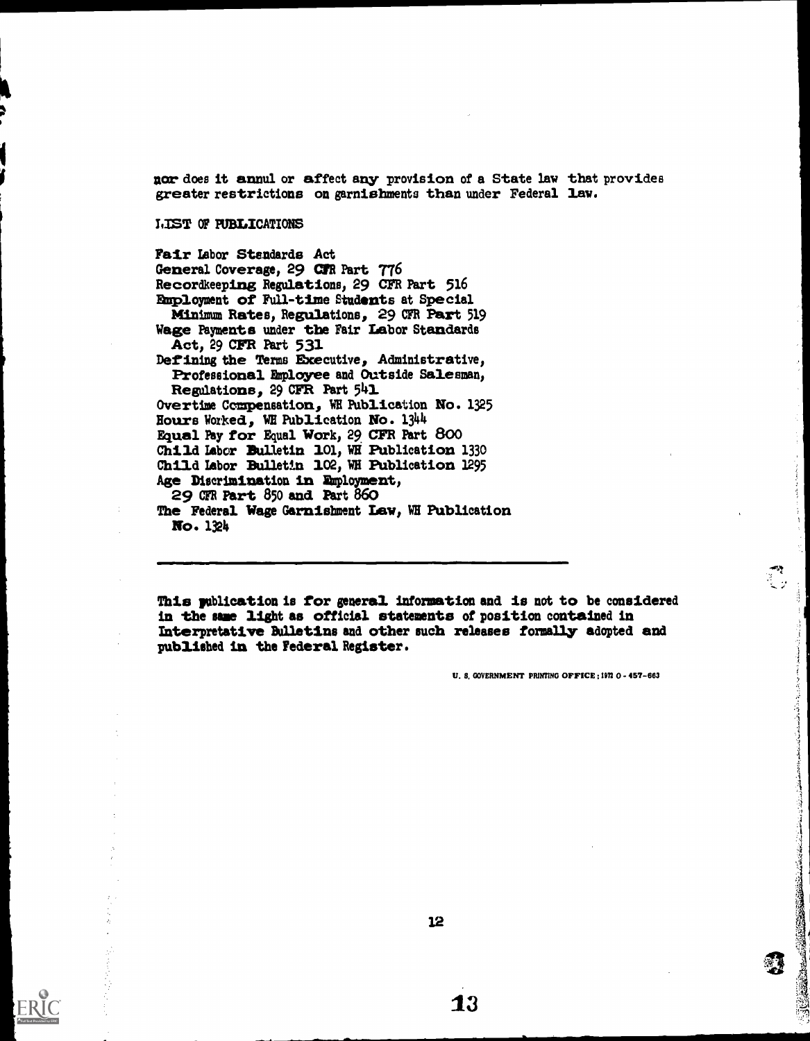nor does it annul or affect any provision of a State law that provides greater restrictions on garnishments than under Federal law.

## LIST OF PUBLICATIONS

Fair Labor Standards Act
General Coverage, 29 CFR Part 776
Recordkeeping Regulations, 29 CFR Part 516
Employment of Full-time Students at Special Minimum Rates, Regulations, 29 CFR Part 519
Wage Payments under the Fair Labor Standards Act, 29 CFR Part 531
Defining the Terms Executive, Administrative, Professional Employee and Outside Salesman, Regulations, 29 CFR Part 541
Overtime Compensation, WH Publication No. 1325
Hours Worked, WH Publication No. 1344
Equal Pay for Equal Work, 29 CFR Part 800
Child Labor Bulletin 101, WH Publication 1330
Child Labor Bulletin 102, WH Publication 1295
Age Discrimination in Employment, 29 CFR Part 850 and Part 860
The Federal Wage Garnishment Law, WH Publication No. 1324

---

**This publication is for general information and is not to be considered in the same light as official statements of position contained in Interpretative Bulletins and other such releases formally adopted and published in the Federal Register.**

U. S. GOVERNMENT PRINTING OFFICE : 1972 O - 457-663